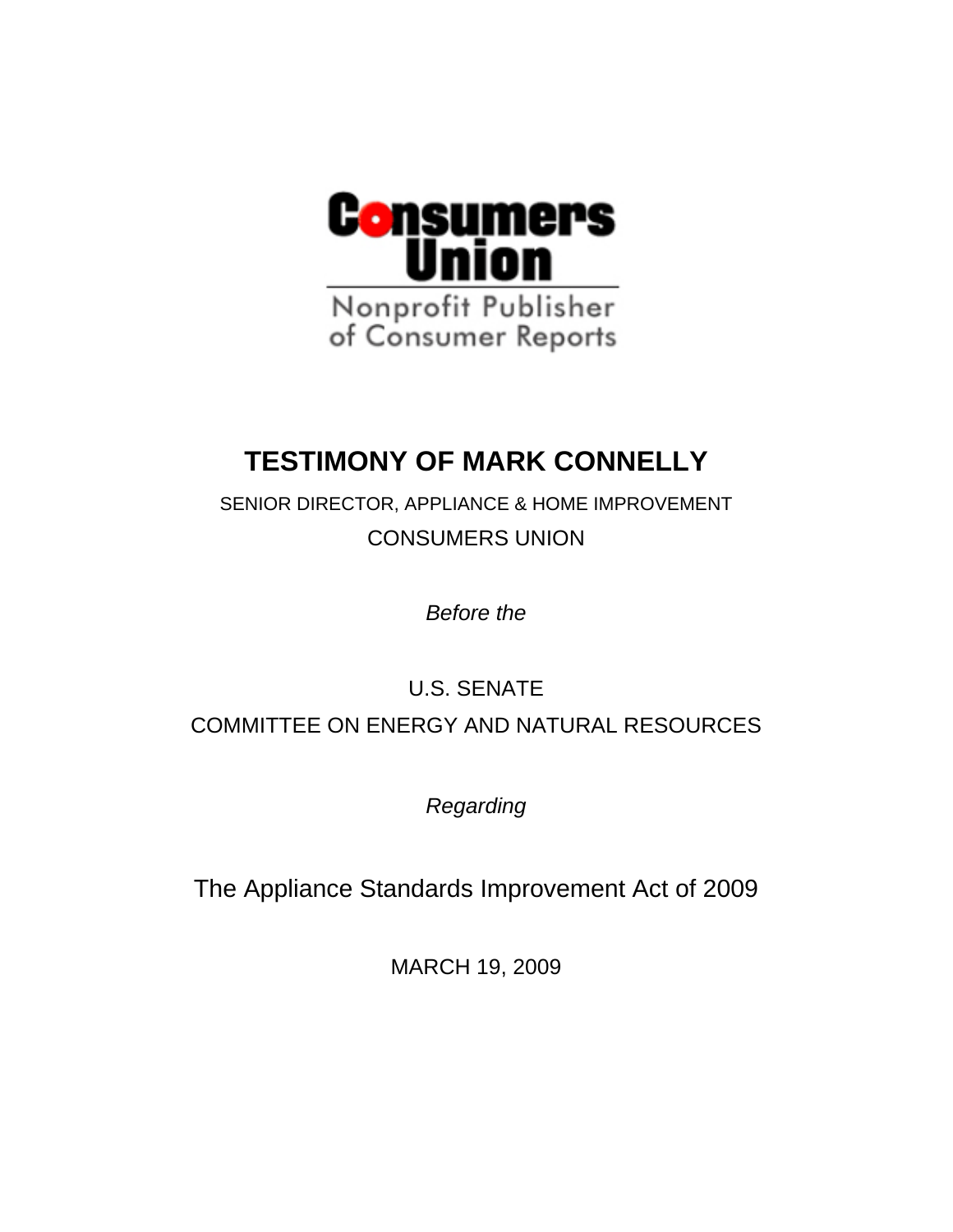Consumers Union

Nonprofit Publisher of Consumer Reports

# TESTIMONY OF MARK CONNELLY

SENIOR DIRECTOR, APPLIANCE & HOME IMPROVEMENT

CONSUMERS UNION

*Before the*

U.S. SENATE

COMMITTEE ON ENERGY AND NATURAL RESOURCES

*Regarding*

The Appliance Standards Improvement Act of 2009

MARCH 19, 2009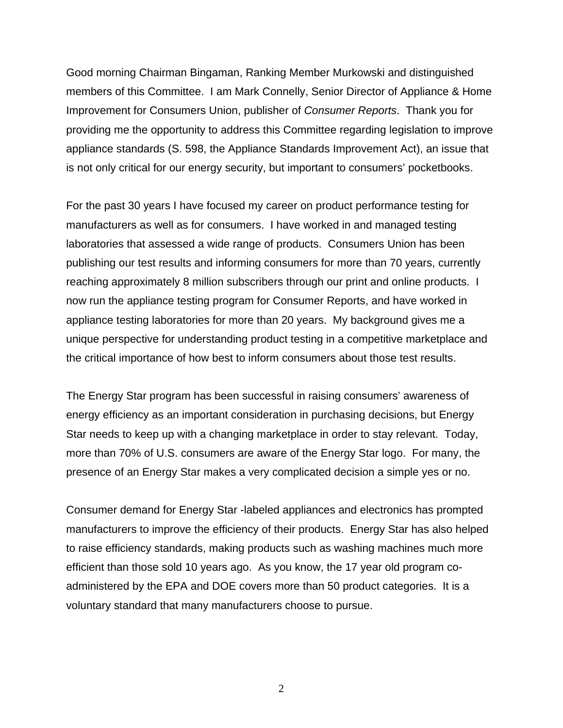Good morning Chairman Bingaman, Ranking Member Murkowski and distinguished members of this Committee. I am Mark Connelly, Senior Director of Appliance & Home Improvement for Consumers Union, publisher of *Consumer Reports*. Thank you for providing me the opportunity to address this Committee regarding legislation to improve appliance standards (S. 598, the Appliance Standards Improvement Act), an issue that is not only critical for our energy security, but important to consumers' pocketbooks.

For the past 30 years I have focused my career on product performance testing for manufacturers as well as for consumers. I have worked in and managed testing laboratories that assessed a wide range of products. Consumers Union has been publishing our test results and informing consumers for more than 70 years, currently reaching approximately 8 million subscribers through our print and online products. I now run the appliance testing program for Consumer Reports, and have worked in appliance testing laboratories for more than 20 years. My background gives me a unique perspective for understanding product testing in a competitive marketplace and the critical importance of how best to inform consumers about those test results.

The Energy Star program has been successful in raising consumers' awareness of energy efficiency as an important consideration in purchasing decisions, but Energy Star needs to keep up with a changing marketplace in order to stay relevant. Today, more than 70% of U.S. consumers are aware of the Energy Star logo. For many, the presence of an Energy Star makes a very complicated decision a simple yes or no.

Consumer demand for Energy Star -labeled appliances and electronics has prompted manufacturers to improve the efficiency of their products. Energy Star has also helped to raise efficiency standards, making products such as washing machines much more efficient than those sold 10 years ago. As you know, the 17 year old program co-administered by the EPA and DOE covers more than 50 product categories. It is a voluntary standard that many manufacturers choose to pursue.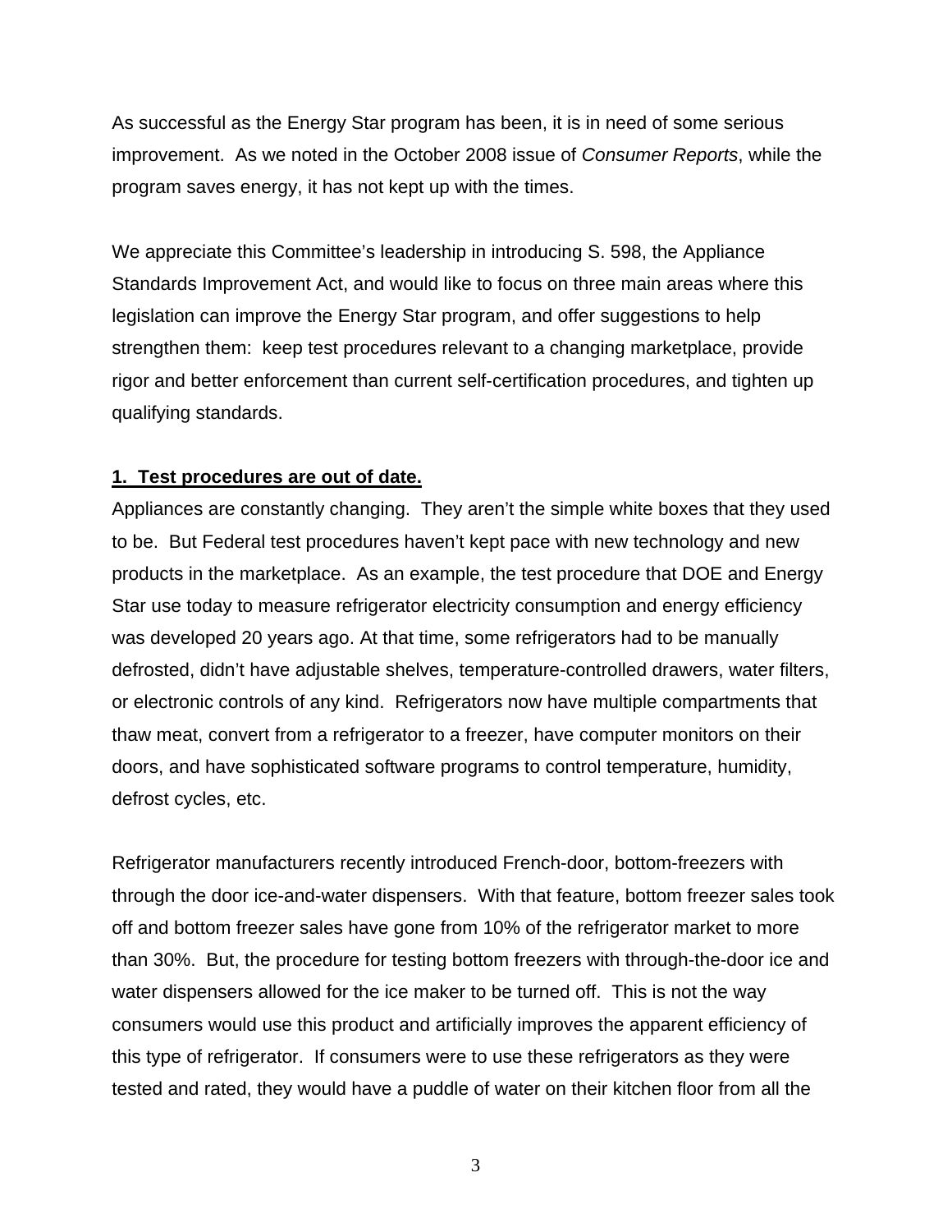As successful as the Energy Star program has been, it is in need of some serious improvement. As we noted in the October 2008 issue of *Consumer Reports*, while the program saves energy, it has not kept up with the times.

We appreciate this Committee's leadership in introducing S. 598, the Appliance Standards Improvement Act, and would like to focus on three main areas where this legislation can improve the Energy Star program, and offer suggestions to help strengthen them: keep test procedures relevant to a changing marketplace, provide rigor and better enforcement than current self-certification procedures, and tighten up qualifying standards.

**1. Test procedures are out of date.**

Appliances are constantly changing. They aren't the simple white boxes that they used to be. But Federal test procedures haven't kept pace with new technology and new products in the marketplace. As an example, the test procedure that DOE and Energy Star use today to measure refrigerator electricity consumption and energy efficiency was developed 20 years ago. At that time, some refrigerators had to be manually defrosted, didn't have adjustable shelves, temperature-controlled drawers, water filters, or electronic controls of any kind. Refrigerators now have multiple compartments that thaw meat, convert from a refrigerator to a freezer, have computer monitors on their doors, and have sophisticated software programs to control temperature, humidity, defrost cycles, etc.

Refrigerator manufacturers recently introduced French-door, bottom-freezers with through the door ice-and-water dispensers. With that feature, bottom freezer sales took off and bottom freezer sales have gone from 10% of the refrigerator market to more than 30%. But, the procedure for testing bottom freezers with through-the-door ice and water dispensers allowed for the ice maker to be turned off. This is not the way consumers would use this product and artificially improves the apparent efficiency of this type of refrigerator. If consumers were to use these refrigerators as they were tested and rated, they would have a puddle of water on their kitchen floor from all the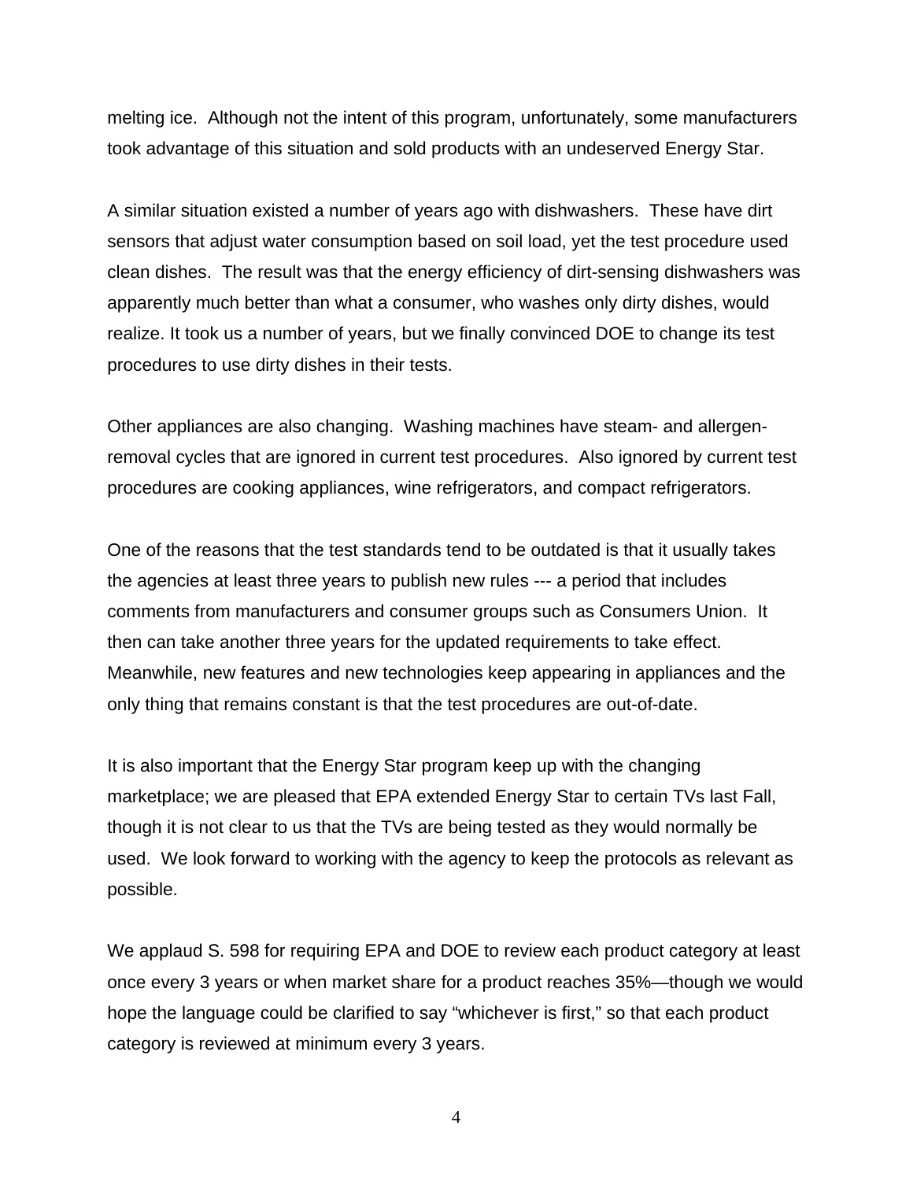melting ice.  Although not the intent of this program, unfortunately, some manufacturers took advantage of this situation and sold products with an undeserved Energy Star.

A similar situation existed a number of years ago with dishwashers.  These have dirt sensors that adjust water consumption based on soil load, yet the test procedure used clean dishes.  The result was that the energy efficiency of dirt-sensing dishwashers was apparently much better than what a consumer, who washes only dirty dishes, would realize. It took us a number of years, but we finally convinced DOE to change its test procedures to use dirty dishes in their tests.

Other appliances are also changing.  Washing machines have steam- and allergen-removal cycles that are ignored in current test procedures.  Also ignored by current test procedures are cooking appliances, wine refrigerators, and compact refrigerators.

One of the reasons that the test standards tend to be outdated is that it usually takes the agencies at least three years to publish new rules --- a period that includes comments from manufacturers and consumer groups such as Consumers Union.  It then can take another three years for the updated requirements to take effect. Meanwhile, new features and new technologies keep appearing in appliances and the only thing that remains constant is that the test procedures are out-of-date.

It is also important that the Energy Star program keep up with the changing marketplace; we are pleased that EPA extended Energy Star to certain TVs last Fall, though it is not clear to us that the TVs are being tested as they would normally be used.  We look forward to working with the agency to keep the protocols as relevant as possible.

We applaud S. 598 for requiring EPA and DOE to review each product category at least once every 3 years or when market share for a product reaches 35%—though we would hope the language could be clarified to say “whichever is first,” so that each product category is reviewed at minimum every 3 years.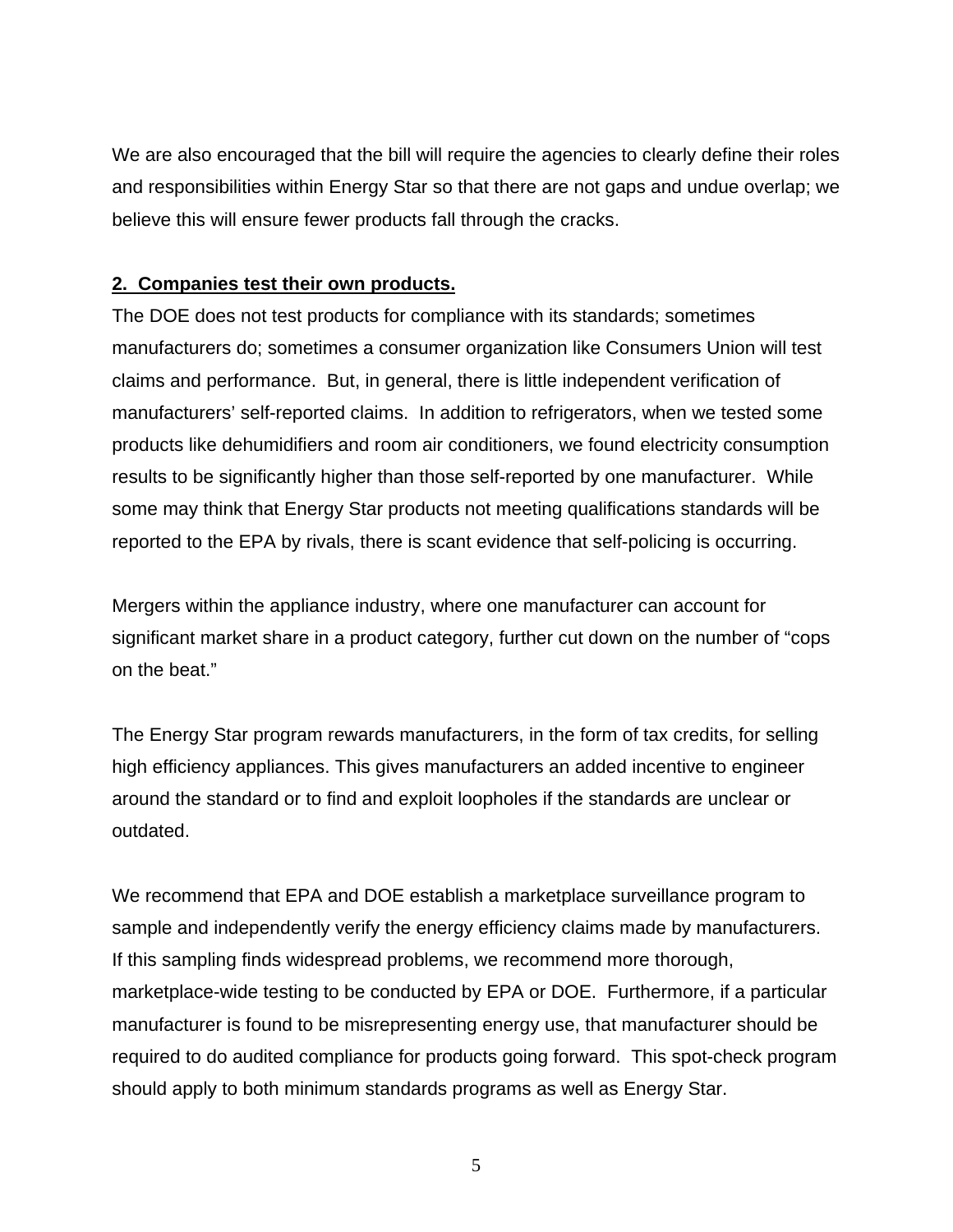We are also encouraged that the bill will require the agencies to clearly define their roles and responsibilities within Energy Star so that there are not gaps and undue overlap; we believe this will ensure fewer products fall through the cracks.

**2. Companies test their own products.**

The DOE does not test products for compliance with its standards; sometimes manufacturers do; sometimes a consumer organization like Consumers Union will test claims and performance. But, in general, there is little independent verification of manufacturers' self-reported claims. In addition to refrigerators, when we tested some products like dehumidifiers and room air conditioners, we found electricity consumption results to be significantly higher than those self-reported by one manufacturer. While some may think that Energy Star products not meeting qualifications standards will be reported to the EPA by rivals, there is scant evidence that self-policing is occurring.

Mergers within the appliance industry, where one manufacturer can account for significant market share in a product category, further cut down on the number of "cops on the beat."

The Energy Star program rewards manufacturers, in the form of tax credits, for selling high efficiency appliances. This gives manufacturers an added incentive to engineer around the standard or to find and exploit loopholes if the standards are unclear or outdated.

We recommend that EPA and DOE establish a marketplace surveillance program to sample and independently verify the energy efficiency claims made by manufacturers. If this sampling finds widespread problems, we recommend more thorough, marketplace-wide testing to be conducted by EPA or DOE. Furthermore, if a particular manufacturer is found to be misrepresenting energy use, that manufacturer should be required to do audited compliance for products going forward. This spot-check program should apply to both minimum standards programs as well as Energy Star.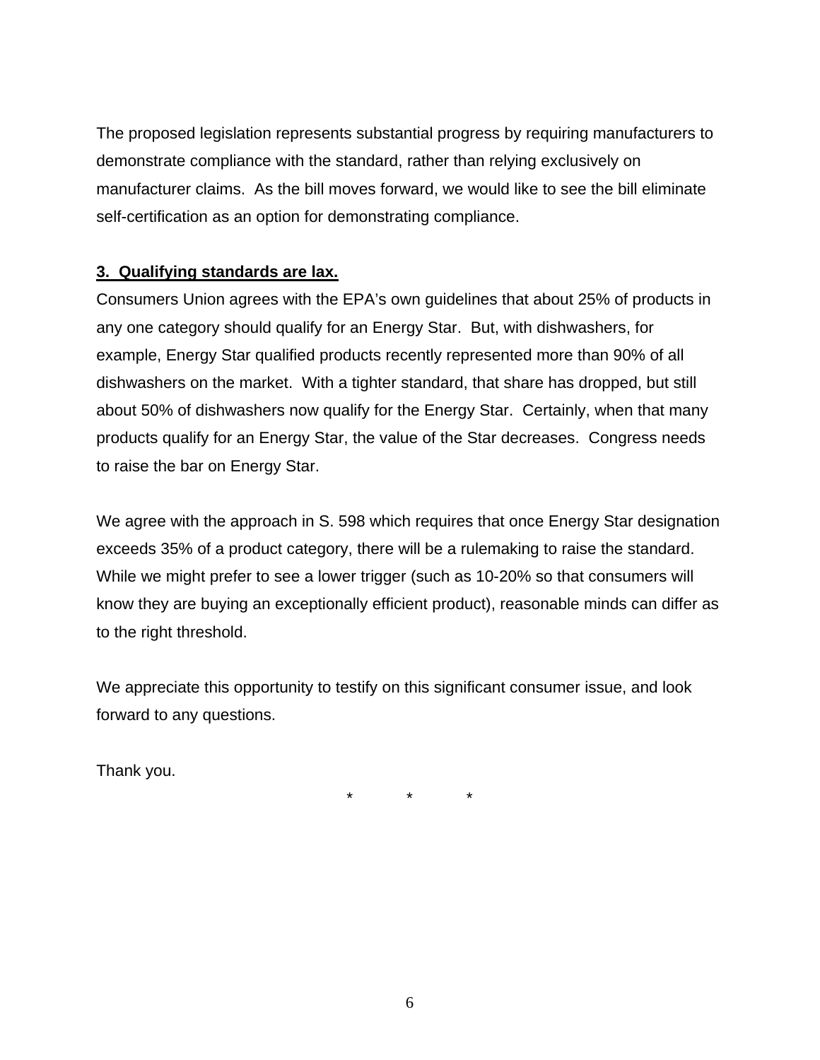The proposed legislation represents substantial progress by requiring manufacturers to demonstrate compliance with the standard, rather than relying exclusively on manufacturer claims. As the bill moves forward, we would like to see the bill eliminate self-certification as an option for demonstrating compliance.

**3. Qualifying standards are lax.**

Consumers Union agrees with the EPA's own guidelines that about 25% of products in any one category should qualify for an Energy Star. But, with dishwashers, for example, Energy Star qualified products recently represented more than 90% of all dishwashers on the market. With a tighter standard, that share has dropped, but still about 50% of dishwashers now qualify for the Energy Star. Certainly, when that many products qualify for an Energy Star, the value of the Star decreases. Congress needs to raise the bar on Energy Star.

We agree with the approach in S. 598 which requires that once Energy Star designation exceeds 35% of a product category, there will be a rulemaking to raise the standard. While we might prefer to see a lower trigger (such as 10-20% so that consumers will know they are buying an exceptionally efficient product), reasonable minds can differ as to the right threshold.

We appreciate this opportunity to testify on this significant consumer issue, and look forward to any questions.

Thank you.

\* \* \*